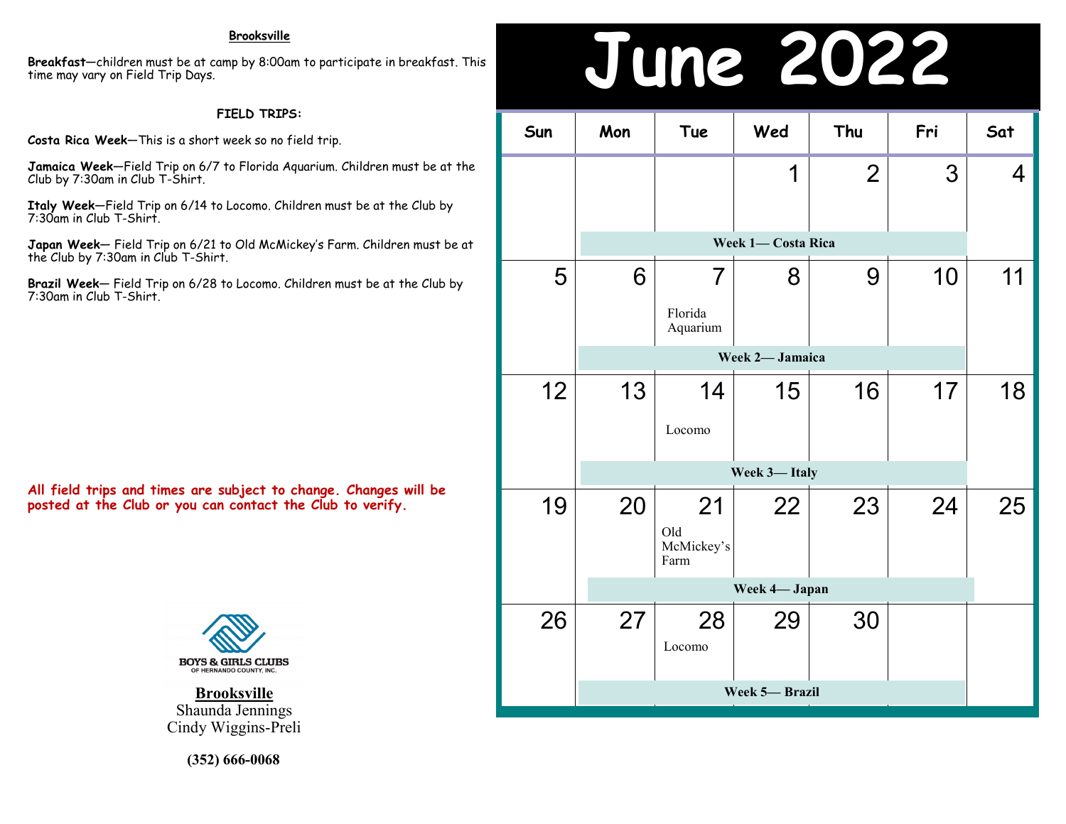## Brooksville

**Breakfast**—children must be at camp by 8:00am to participate in breakfast. This time may vary on Field Trip Days.

**FIELD TRIPS:**

**Costa Rica Week**—This is a short week so no field trip.

**Jamaica Week**—Field Trip on 6/7 to Florida Aquarium. Children must be at the Club by 7:30am in Club T-Shirt.

**Italy Week**—Field Trip on 6/14 to Locomo. Children must be at the Club by 7:30am in Club T-Shirt.

**Japan Week**— Field Trip on 6/21 to Old McMickey's Farm. Children must be at the Club by 7:30am in Club T-Shirt.

**Brazil Week**— Field Trip on 6/28 to Locomo. Children must be at the Club by 7:30am in Club T-Shirt.

**All field trips and times are subject to change. Changes will be posted at the Club or you can contact the Club to verify.**

BOYS & GIRLS CLUBS OF HERNANDO COUNTY, INC.

**Brooksville**
Shaunda Jennings
Cindy Wiggins-Preli

**(352) 666-0068**

# June 2022

| Sun | Mon | Tue | Wed | Thu | Fri | Sat |
|---|---|---|---|---|---|---|
| | | | 1 | 2 | 3 | 4 |
| | Week 1— Costa Rica | | | | | |
| 5 | 6 | 7 Florida Aquarium | 8 | 9 | 10 | 11 |
| | Week 2— Jamaica | | | | | |
| 12 | 13 | 14 Locomo | 15 | 16 | 17 | 18 |
| | Week 3— Italy | | | | | |
| 19 | 20 | 21 Old McMickey's Farm | 22 | 23 | 24 | 25 |
| | Week 4— Japan | | | | | |
| 26 | 27 | 28 Locomo | 29 | 30 | | |
| | Week 5— Brazil | | | | | |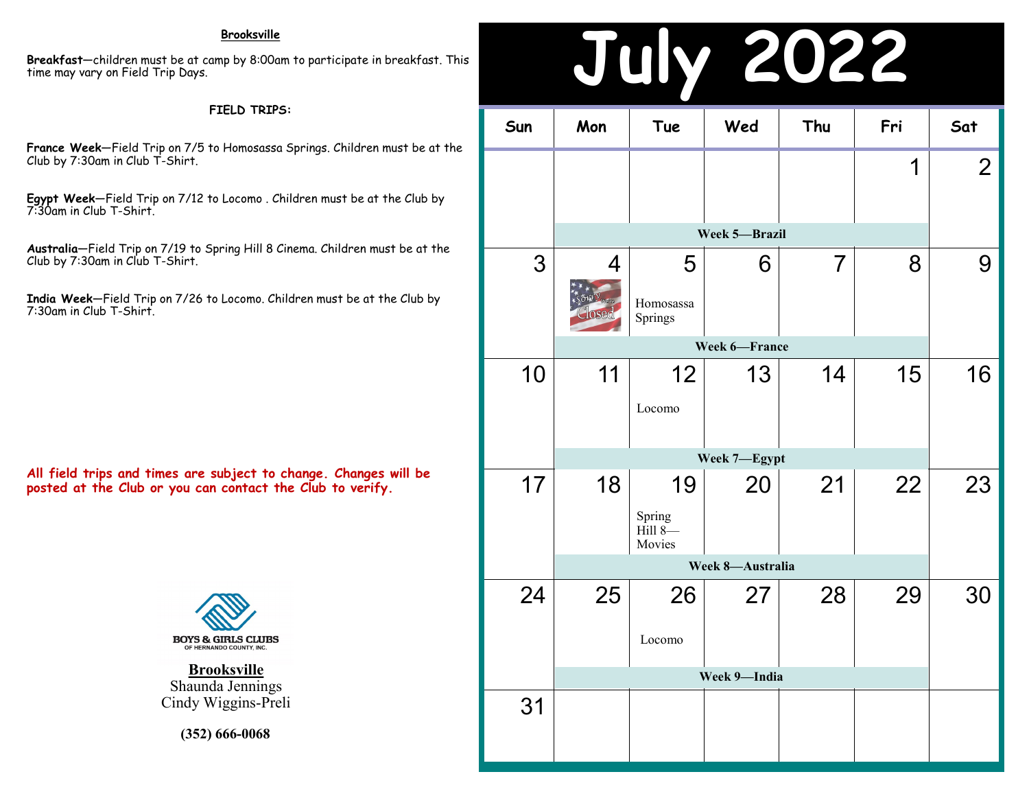**Brooksville**

**Breakfast**—children must be at camp by 8:00am to participate in breakfast. This time may vary on Field Trip Days.

**FIELD TRIPS:**

**France Week**—Field Trip on 7/5 to Homosassa Springs. Children must be at the Club by 7:30am in Club T-Shirt.

**Egypt Week**—Field Trip on 7/12 to Locomo . Children must be at the Club by 7:30am in Club T-Shirt.

**Australia**—Field Trip on 7/19 to Spring Hill 8 Cinema. Children must be at the Club by 7:30am in Club T-Shirt.

**India Week**—Field Trip on 7/26 to Locomo. Children must be at the Club by 7:30am in Club T-Shirt.

**All field trips and times are subject to change. Changes will be posted at the Club or you can contact the Club to verify.**

BOYS & GIRLS CLUBS OF HERNANDO COUNTY, INC.

**Brooksville**
Shaunda Jennings
Cindy Wiggins-Preli

**(352) 666-0068**

# July 2022

| Sun | Mon | Tue | Wed | Thu | Fri | Sat |
|---|---|---|---|---|---|---|
| | | | | | 1 | 2 |
| | **Week 5—Brazil** | | | | | |
| 3 | 4 Sorry We're Closed | 5 Homosassa Springs | 6 | 7 | 8 | 9 |
| | **Week 6—France** | | | | | |
| 10 | 11 | 12 Locomo | 13 | 14 | 15 | 16 |
| | **Week 7—Egypt** | | | | | |
| 17 | 18 | 19 Spring Hill 8—Movies | 20 | 21 | 22 | 23 |
| | **Week 8—Australia** | | | | | |
| 24 | 25 | 26 Locomo | 27 | 28 | 29 | 30 |
| | **Week 9—India** | | | | | |
| 31 | | | | | | |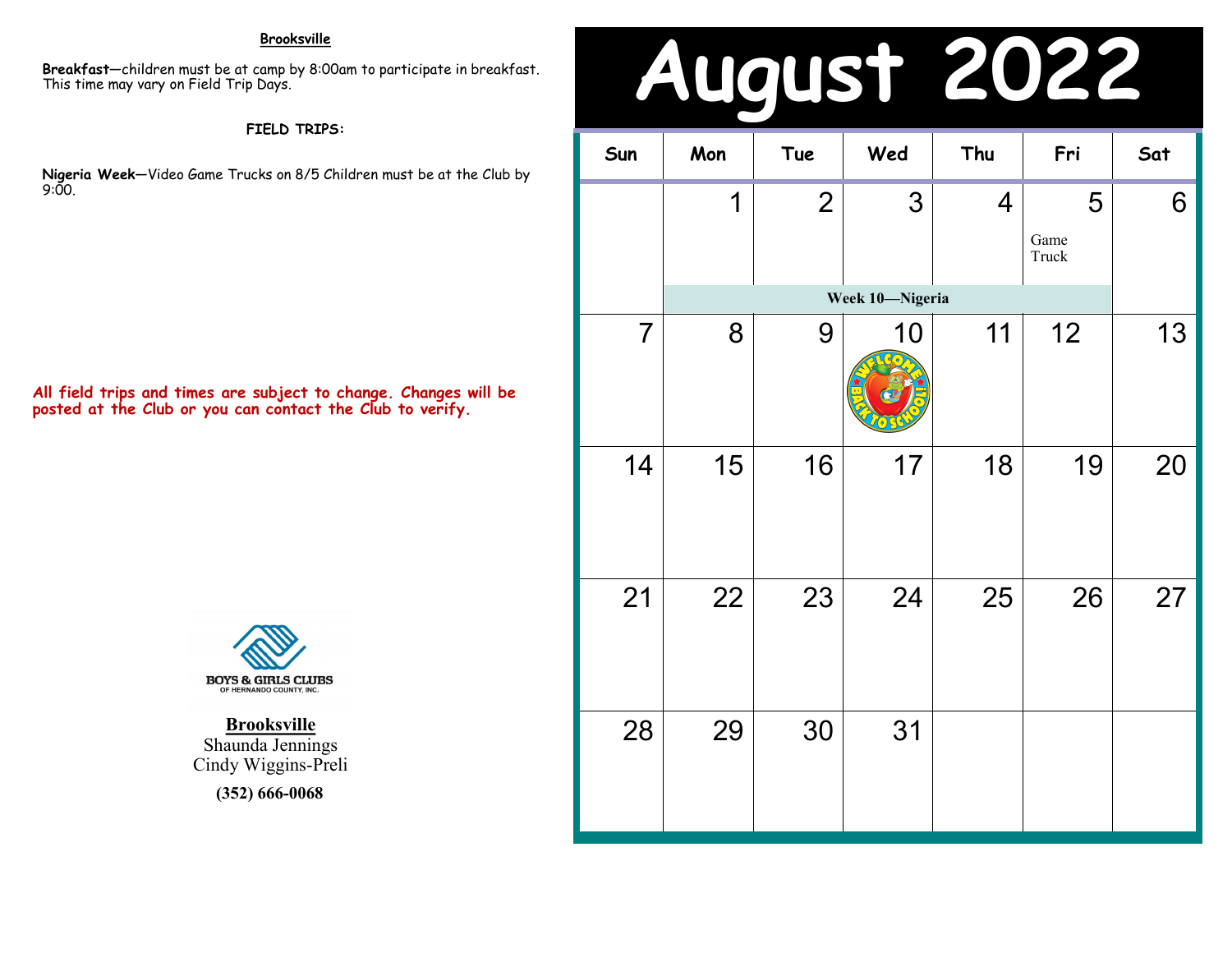**Brooksville**

**Breakfast**—children must be at camp by 8:00am to participate in breakfast. This time may vary on Field Trip Days.

**FIELD TRIPS:**

**Nigeria Week**—Video Game Trucks on 8/5 Children must be at the Club by 9:00.

**All field trips and times are subject to change. Changes will be posted at the Club or you can contact the Club to verify.**

BOYS & GIRLS CLUBS
OF HERNANDO COUNTY, INC.

**Brooksville**
Shaunda Jennings
Cindy Wiggins-Preli
**(352) 666-0068**

# August 2022

| Sun | Mon | Tue | Wed | Thu | Fri | Sat |
|---|---|---|---|---|---|---|
| | 1 | 2 | 3 | 4 | 5 Game Truck | 6 |
| | Week 10—Nigeria | | | | | |
| 7 | 8 | 9 | 10 WELCOME BACK TO SCHOOL! | 11 | 12 | 13 |
| 14 | 15 | 16 | 17 | 18 | 19 | 20 |
| 21 | 22 | 23 | 24 | 25 | 26 | 27 |
| 28 | 29 | 30 | 31 | | | |